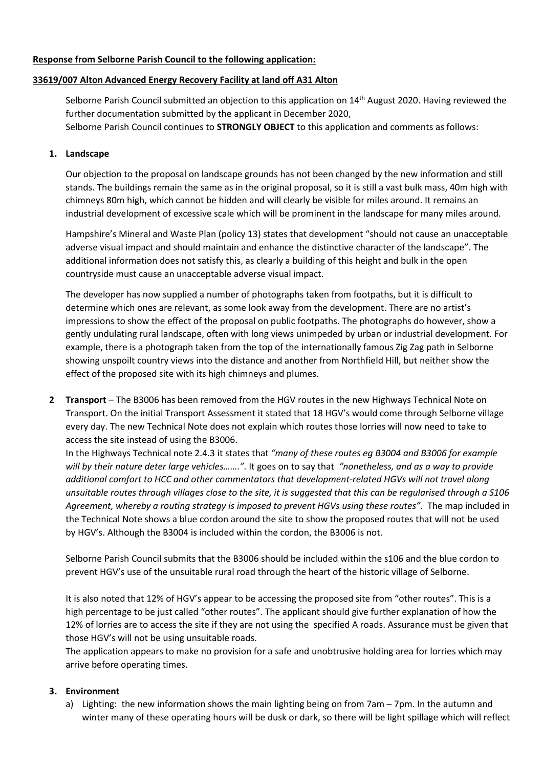**Response from Selborne Parish Council to the following application:**

**33619/007 Alton Advanced Energy Recovery Facility at land off A31 Alton**

Selborne Parish Council submitted an objection to this application on 14th August 2020. Having reviewed the further documentation submitted by the applicant in December 2020,
Selborne Parish Council continues to **STRONGLY OBJECT** to this application and comments as follows:

1. **Landscape**

   Our objection to the proposal on landscape grounds has not been changed by the new information and still stands. The buildings remain the same as in the original proposal, so it is still a vast bulk mass, 40m high with chimneys 80m high, which cannot be hidden and will clearly be visible for miles around. It remains an industrial development of excessive scale which will be prominent in the landscape for many miles around.

   Hampshire's Mineral and Waste Plan (policy 13) states that development "should not cause an unacceptable adverse visual impact and should maintain and enhance the distinctive character of the landscape". The additional information does not satisfy this, as clearly a building of this height and bulk in the open countryside must cause an unacceptable adverse visual impact.

   The developer has now supplied a number of photographs taken from footpaths, but it is difficult to determine which ones are relevant, as some look away from the development. There are no artist's impressions to show the effect of the proposal on public footpaths. The photographs do however, show a gently undulating rural landscape, often with long views unimpeded by urban or industrial development. For example, there is a photograph taken from the top of the internationally famous Zig Zag path in Selborne showing unspoilt country views into the distance and another from Northfield Hill, but neither show the effect of the proposed site with its high chimneys and plumes.

2. **Transport** – The B3006 has been removed from the HGV routes in the new Highways Technical Note on Transport. On the initial Transport Assessment it stated that 18 HGV's would come through Selborne village every day. The new Technical Note does not explain which routes those lorries will now need to take to access the site instead of using the B3006.
   In the Highways Technical note 2.4.3 it states that *"many of these routes eg B3004 and B3006 for example will by their nature deter large vehicles…….".* It goes on to say that *"nonetheless, and as a way to provide additional comfort to HCC and other commentators that development-related HGVs will not travel along unsuitable routes through villages close to the site, it is suggested that this can be regularised through a S106 Agreement, whereby a routing strategy is imposed to prevent HGVs using these routes".* The map included in the Technical Note shows a blue cordon around the site to show the proposed routes that will not be used by HGV's. Although the B3004 is included within the cordon, the B3006 is not.

   Selborne Parish Council submits that the B3006 should be included within the s106 and the blue cordon to prevent HGV's use of the unsuitable rural road through the heart of the historic village of Selborne.

   It is also noted that 12% of HGV's appear to be accessing the proposed site from "other routes". This is a high percentage to be just called "other routes". The applicant should give further explanation of how the 12% of lorries are to access the site if they are not using the specified A roads. Assurance must be given that those HGV's will not be using unsuitable roads.
   The application appears to make no provision for a safe and unobtrusive holding area for lorries which may arrive before operating times.

3. **Environment**
   a) Lighting: the new information shows the main lighting being on from 7am – 7pm. In the autumn and winter many of these operating hours will be dusk or dark, so there will be light spillage which will reflect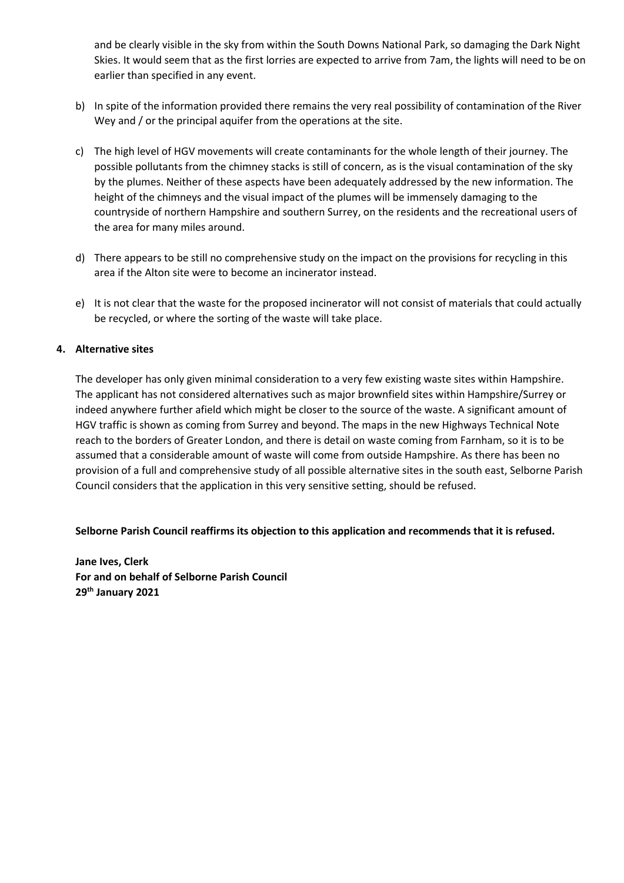and be clearly visible in the sky from within the South Downs National Park, so damaging the Dark Night Skies. It would seem that as the first lorries are expected to arrive from 7am, the lights will need to be on earlier than specified in any event.

b) In spite of the information provided there remains the very real possibility of contamination of the River Wey and / or the principal aquifer from the operations at the site.

c) The high level of HGV movements will create contaminants for the whole length of their journey. The possible pollutants from the chimney stacks is still of concern, as is the visual contamination of the sky by the plumes. Neither of these aspects have been adequately addressed by the new information. The height of the chimneys and the visual impact of the plumes will be immensely damaging to the countryside of northern Hampshire and southern Surrey, on the residents and the recreational users of the area for many miles around.

d) There appears to be still no comprehensive study on the impact on the provisions for recycling in this area if the Alton site were to become an incinerator instead.

e) It is not clear that the waste for the proposed incinerator will not consist of materials that could actually be recycled, or where the sorting of the waste will take place.

**4. Alternative sites**

The developer has only given minimal consideration to a very few existing waste sites within Hampshire. The applicant has not considered alternatives such as major brownfield sites within Hampshire/Surrey or indeed anywhere further afield which might be closer to the source of the waste. A significant amount of HGV traffic is shown as coming from Surrey and beyond. The maps in the new Highways Technical Note reach to the borders of Greater London, and there is detail on waste coming from Farnham, so it is to be assumed that a considerable amount of waste will come from outside Hampshire. As there has been no provision of a full and comprehensive study of all possible alternative sites in the south east, Selborne Parish Council considers that the application in this very sensitive setting, should be refused.

**Selborne Parish Council reaffirms its objection to this application and recommends that it is refused.**

**Jane Ives, Clerk**
**For and on behalf of Selborne Parish Council**
**29th January 2021**